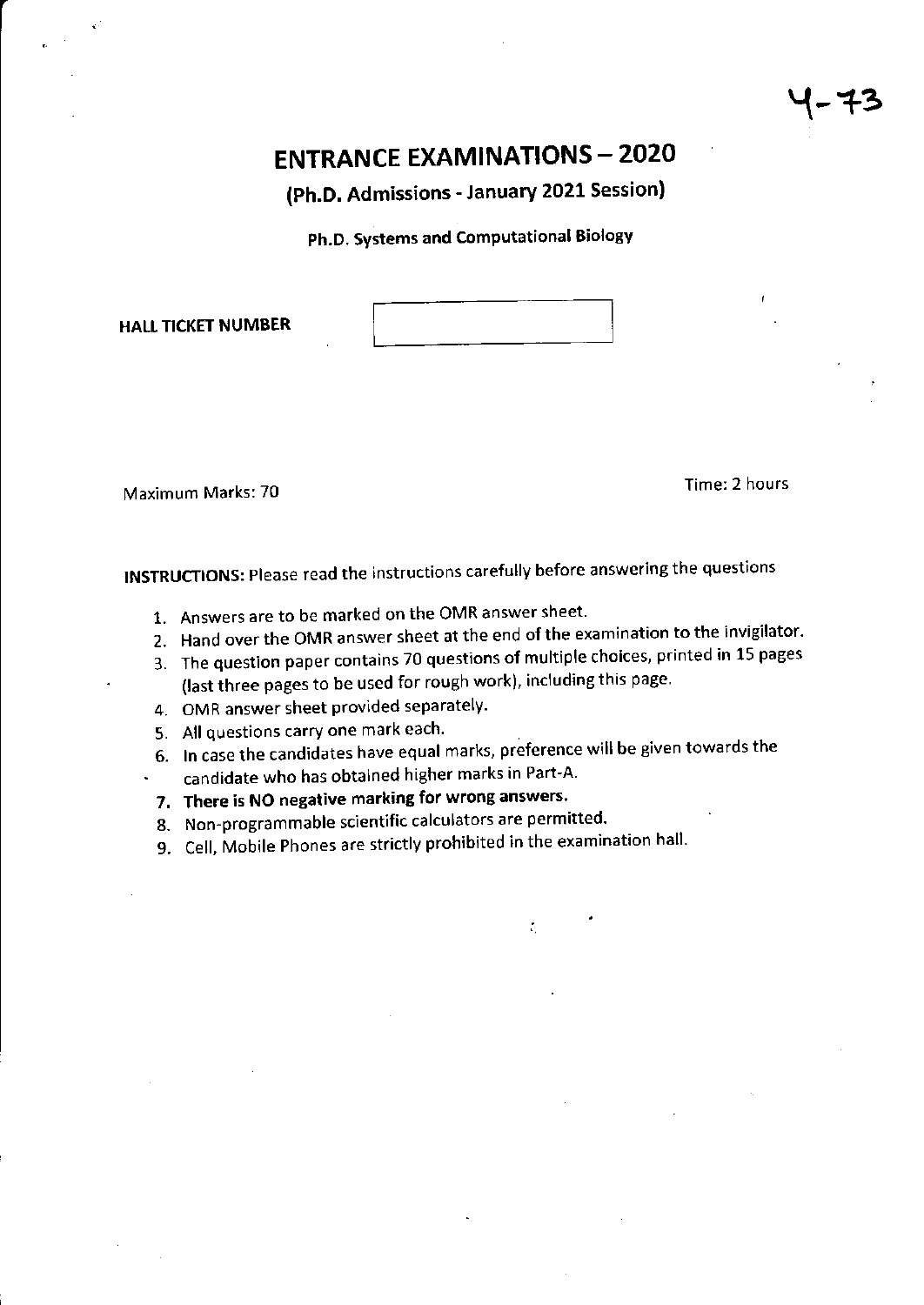Y-73

# ENTRANCE EXAMINATIONS – 2020

## (Ph.D. Admissions - January 2021 Session)

### Ph.D. Systems and Computational Biology

**HALL TICKET NUMBER**

Maximum Marks: 70

Time: 2 hours

**INSTRUCTIONS:** Please read the instructions carefully before answering the questions

1. Answers are to be marked on the OMR answer sheet.
2. Hand over the OMR answer sheet at the end of the examination to the invigilator.
3. The question paper contains 70 questions of multiple choices, printed in 15 pages (last three pages to be used for rough work), including this page.
4. OMR answer sheet provided separately.
5. All questions carry one mark each.
6. In case the candidates have equal marks, preference will be given towards the candidate who has obtained higher marks in Part-A.
7. **There is NO negative marking for wrong answers.**
8. Non-programmable scientific calculators are permitted.
9. Cell, Mobile Phones are strictly prohibited in the examination hall.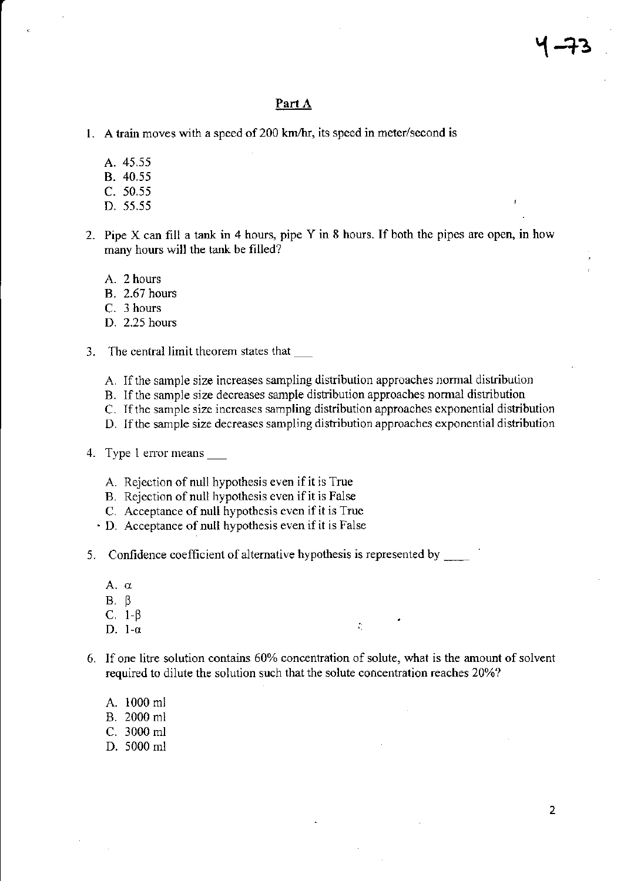## Part A

1. A train moves with a speed of 200 km/hr, its speed in meter/second is

   A. 45.55
   B. 40.55
   C. 50.55
   D. 55.55

2. Pipe X can fill a tank in 4 hours, pipe Y in 8 hours. If both the pipes are open, in how many hours will the tank be filled?

   A. 2 hours
   B. 2.67 hours
   C. 3 hours
   D. 2.25 hours

3. The central limit theorem states that ___

   A. If the sample size increases sampling distribution approaches normal distribution
   B. If the sample size decreases sample distribution approaches normal distribution
   C. If the sample size increases sampling distribution approaches exponential distribution
   D. If the sample size decreases sampling distribution approaches exponential distribution

4. Type 1 error means ___

   A. Rejection of null hypothesis even if it is True
   B. Rejection of null hypothesis even if it is False
   C. Acceptance of null hypothesis even if it is True
   D. Acceptance of null hypothesis even if it is False

5. Confidence coefficient of alternative hypothesis is represented by ____

   A. $\alpha$
   B. $\beta$
   C. $1-\beta$
   D. $1-\alpha$

6. If one litre solution contains 60% concentration of solute, what is the amount of solvent required to dilute the solution such that the solute concentration reaches 20%?

   A. 1000 ml
   B. 2000 ml
   C. 3000 ml
   D. 5000 ml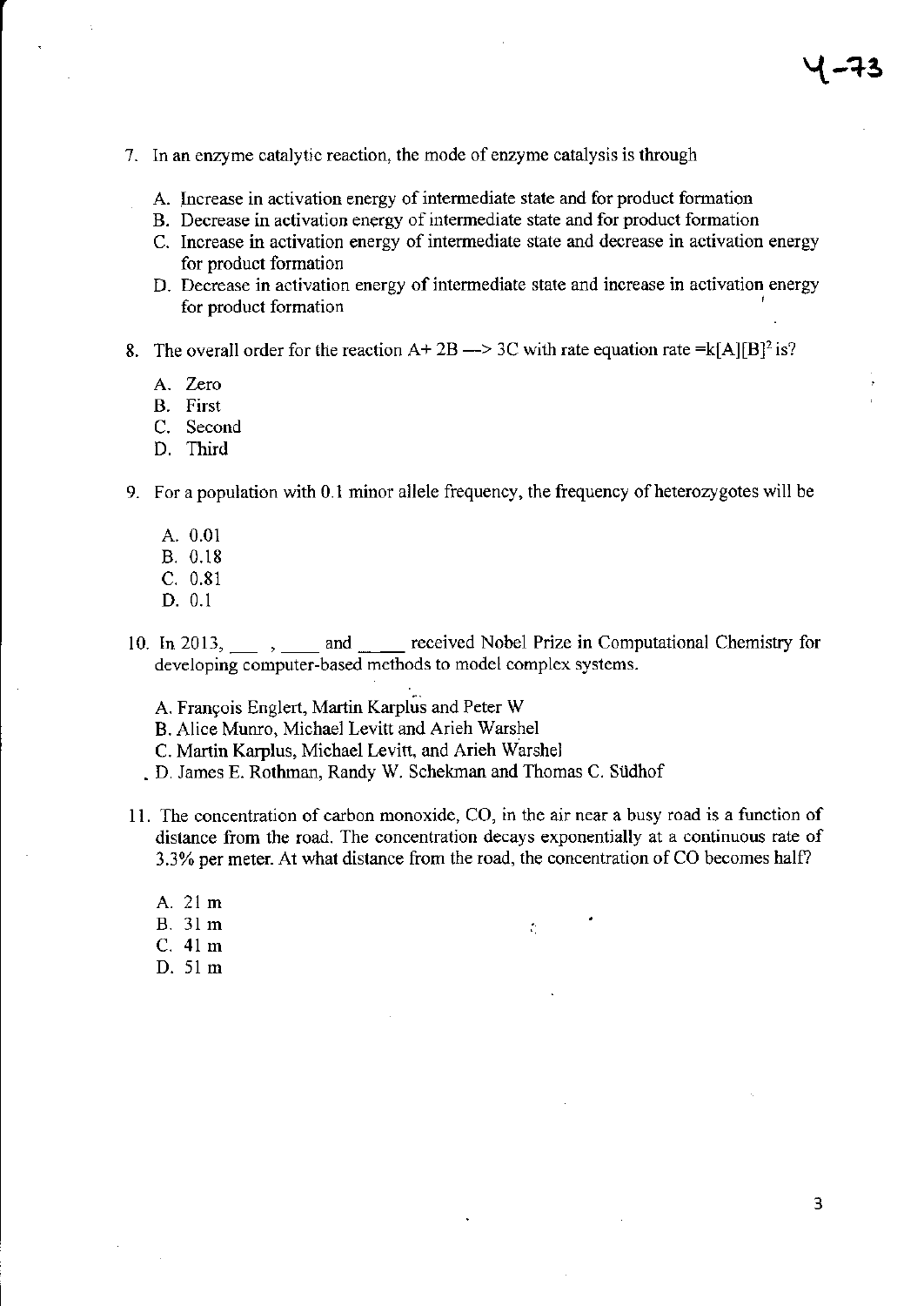7. In an enzyme catalytic reaction, the mode of enzyme catalysis is through

   A. Increase in activation energy of intermediate state and for product formation
   B. Decrease in activation energy of intermediate state and for product formation
   C. Increase in activation energy of intermediate state and decrease in activation energy for product formation
   D. Decrease in activation energy of intermediate state and increase in activation energy for product formation

8. The overall order for the reaction A+ 2B —> 3C with rate equation rate $=k[A][B]^2$ is?

   A. Zero
   B. First
   C. Second
   D. Third

9. For a population with 0.1 minor allele frequency, the frequency of heterozygotes will be

   A. 0.01
   B. 0.18
   C. 0.81
   D. 0.1

10. In 2013, \_\_\_ , \_\_\_ and \_\_\_ received Nobel Prize in Computational Chemistry for developing computer-based methods to model complex systems.

    A. François Englert, Martin Karplus and Peter W
    B. Alice Munro, Michael Levitt and Arieh Warshel
    C. Martin Karplus, Michael Levitt, and Arieh Warshel
    D. James E. Rothman, Randy W. Schekman and Thomas C. Südhof

11. The concentration of carbon monoxide, CO, in the air near a busy road is a function of distance from the road. The concentration decays exponentially at a continuous rate of 3.3% per meter. At what distance from the road, the concentration of CO becomes half?

    A. 21 m
    B. 31 m
    C. 41 m
    D. 51 m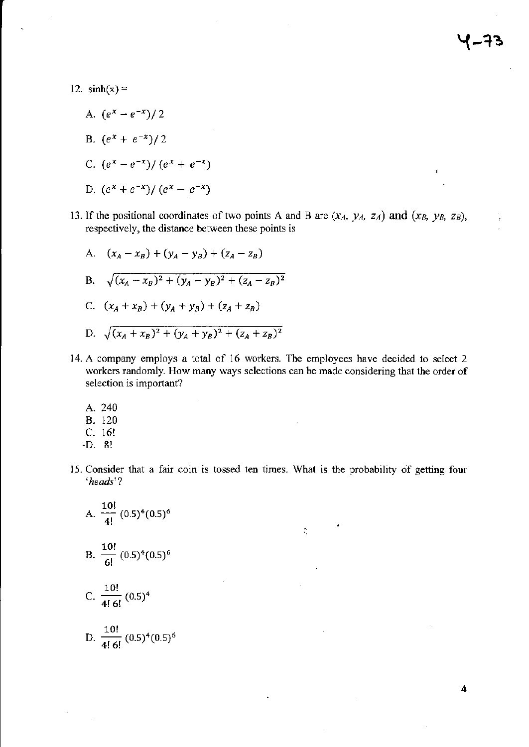12. $\sinh(x) =$

   A. $(e^x - e^{-x})/2$

   B. $(e^x + e^{-x})/2$

   C. $(e^x - e^{-x})/(e^x + e^{-x})$

   D. $(e^x + e^{-x})/(e^x - e^{-x})$

13. If the positional coordinates of two points A and B are $(x_A, y_A, z_A)$ and $(x_B, y_B, z_B)$, respectively, the distance between these points is

   A. $(x_A - x_B) + (y_A - y_B) + (z_A - z_B)$

   B. $\sqrt{(x_A - x_B)^2 + (y_A - y_B)^2 + (z_A - z_B)^2}$

   C. $(x_A + x_B) + (y_A + y_B) + (z_A + z_B)$

   D. $\sqrt{(x_A + x_B)^2 + (y_A + y_B)^2 + (z_A + z_B)^2}$

14. A company employs a total of 16 workers. The employees have decided to select 2 workers randomly. How many ways selections can be made considering that the order of selection is important?

   A. 240
   B. 120
   C. 16!
   D. 8!

15. Consider that a fair coin is tossed ten times. What is the probability of getting four '*heads*'?

   A. $\frac{10!}{4!}(0.5)^4(0.5)^6$

   B. $\frac{10!}{6!}(0.5)^4(0.5)^6$

   C. $\frac{10!}{4!\,6!}(0.5)^4$

   D. $\frac{10!}{4!\,6!}(0.5)^4(0.5)^6$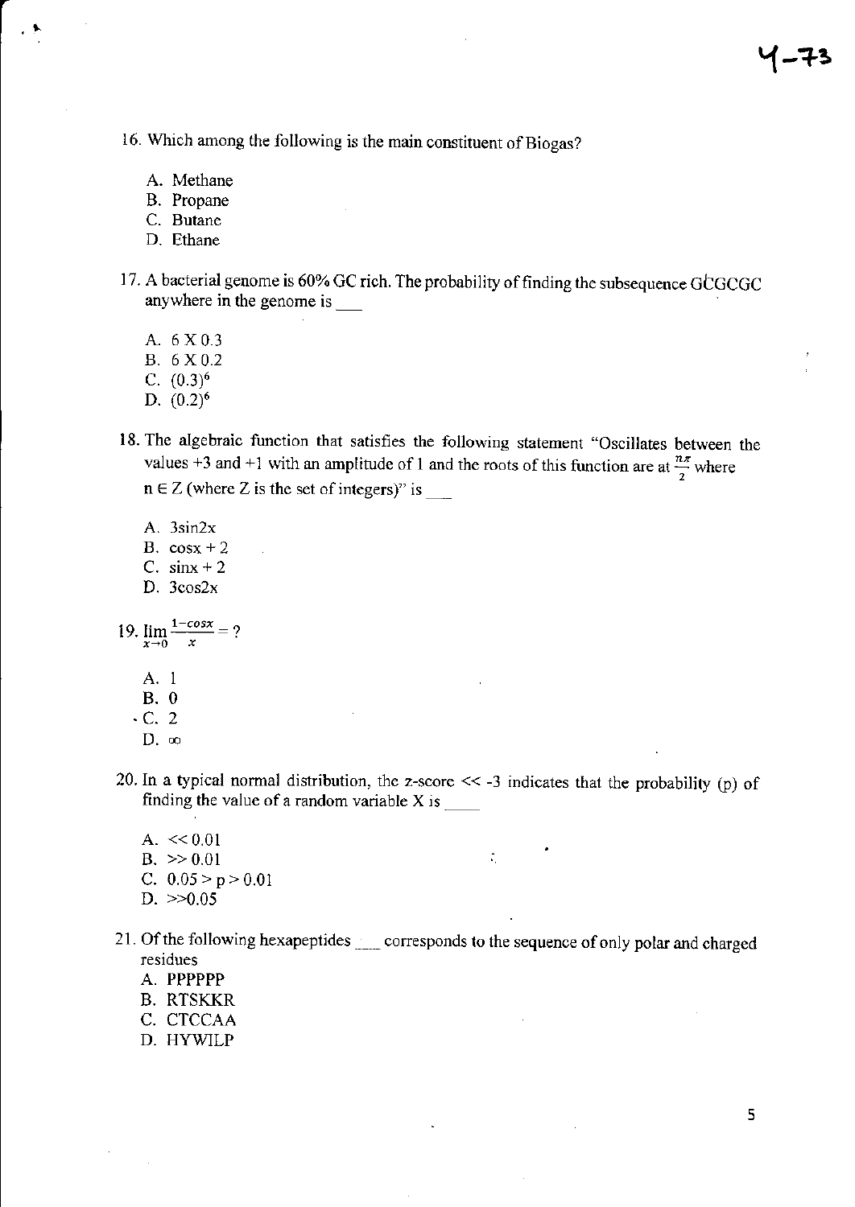16. Which among the following is the main constituent of Biogas?

   A. Methane
   B. Propane
   C. Butane
   D. Ethane

17. A bacterial genome is 60% GC rich. The probability of finding the subsequence GCGCGC anywhere in the genome is ___

   A. 6 X 0.3
   B. 6 X 0.2
   C. $(0.3)^6$
   D. $(0.2)^6$

18. The algebraic function that satisfies the following statement "Oscillates between the values +3 and +1 with an amplitude of 1 and the roots of this function are at $\frac{n\pi}{2}$ where $n \in Z$ (where Z is the set of integers)" is ___

   A. 3sin2x
   B. cosx + 2
   C. sinx + 2
   D. 3cos2x

19. $\lim_{x \to 0} \frac{1-\cos x}{x} = ?$

   A. 1
   B. 0
   C. 2
   D. $\infty$

20. In a typical normal distribution, the z-score << -3 indicates that the probability (p) of finding the value of a random variable X is ____

   A. << 0.01
   B. >> 0.01
   C. 0.05 > p > 0.01
   D. >>0.05

21. Of the following hexapeptides ___ corresponds to the sequence of only polar and charged residues

   A. PPPPPP
   B. RTSKKR
   C. CTCCAA
   D. HYWILP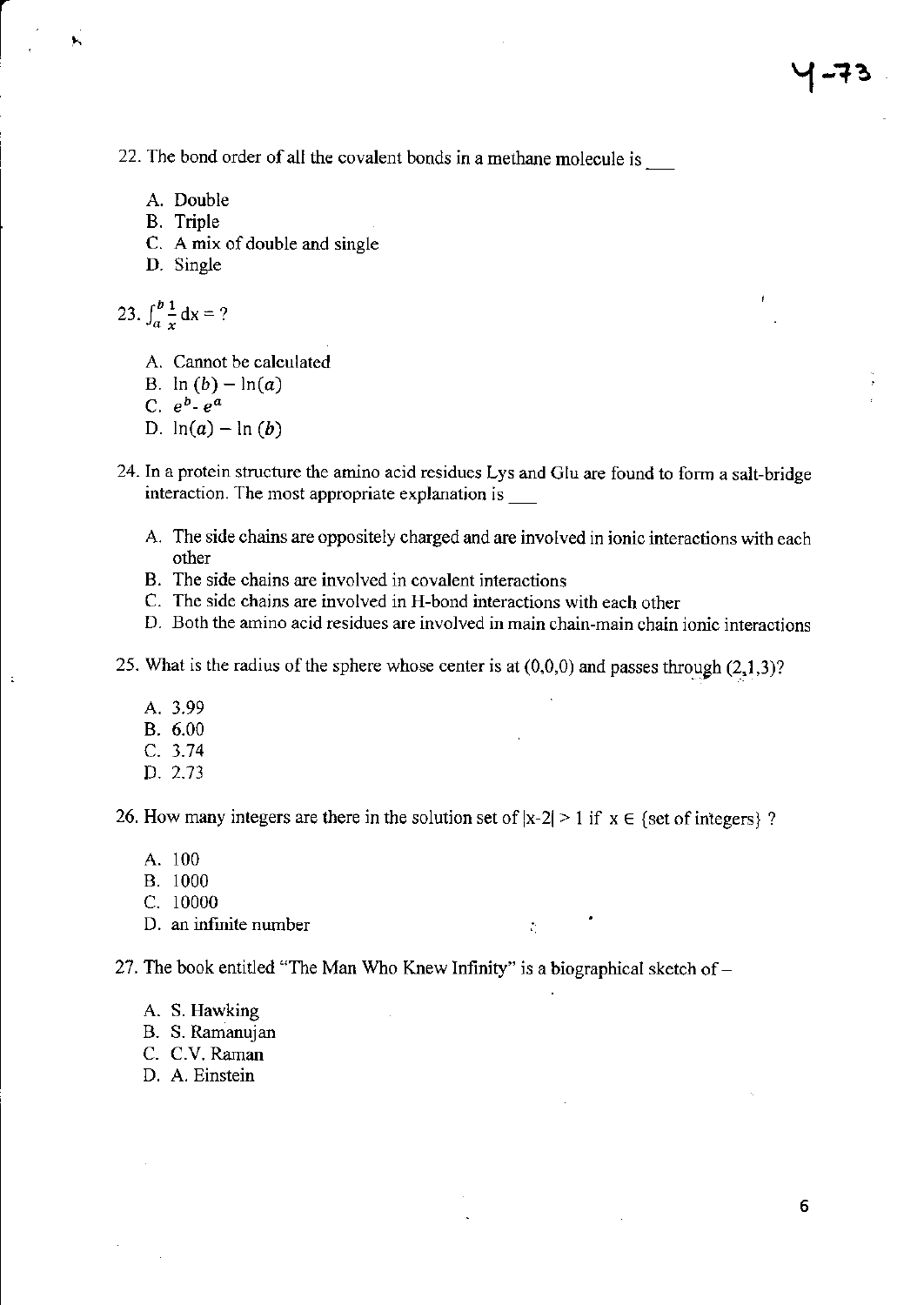22. The bond order of all the covalent bonds in a methane molecule is ___

A. Double
B. Triple
C. A mix of double and single
D. Single

23. $\int_a^b \frac{1}{x} \mathrm{dx} = ?$

A. Cannot be calculated
B. $\ln(b) - \ln(a)$
C. $e^b - e^a$
D. $\ln(a) - \ln(b)$

24. In a protein structure the amino acid residues Lys and Glu are found to form a salt-bridge interaction. The most appropriate explanation is ___

A. The side chains are oppositely charged and are involved in ionic interactions with each other
B. The side chains are involved in covalent interactions
C. The side chains are involved in H-bond interactions with each other
D. Both the amino acid residues are involved in main chain-main chain ionic interactions

25. What is the radius of the sphere whose center is at (0,0,0) and passes through (2,1,3)?

A. 3.99
B. 6.00
C. 3.74
D. 2.73

26. How many integers are there in the solution set of $|x-2| > 1$ if $x \in$ {set of integers} ?

A. 100
B. 1000
C. 10000
D. an infinite number

27. The book entitled "The Man Who Knew Infinity" is a biographical sketch of –

A. S. Hawking
B. S. Ramanujan
C. C.V. Raman
D. A. Einstein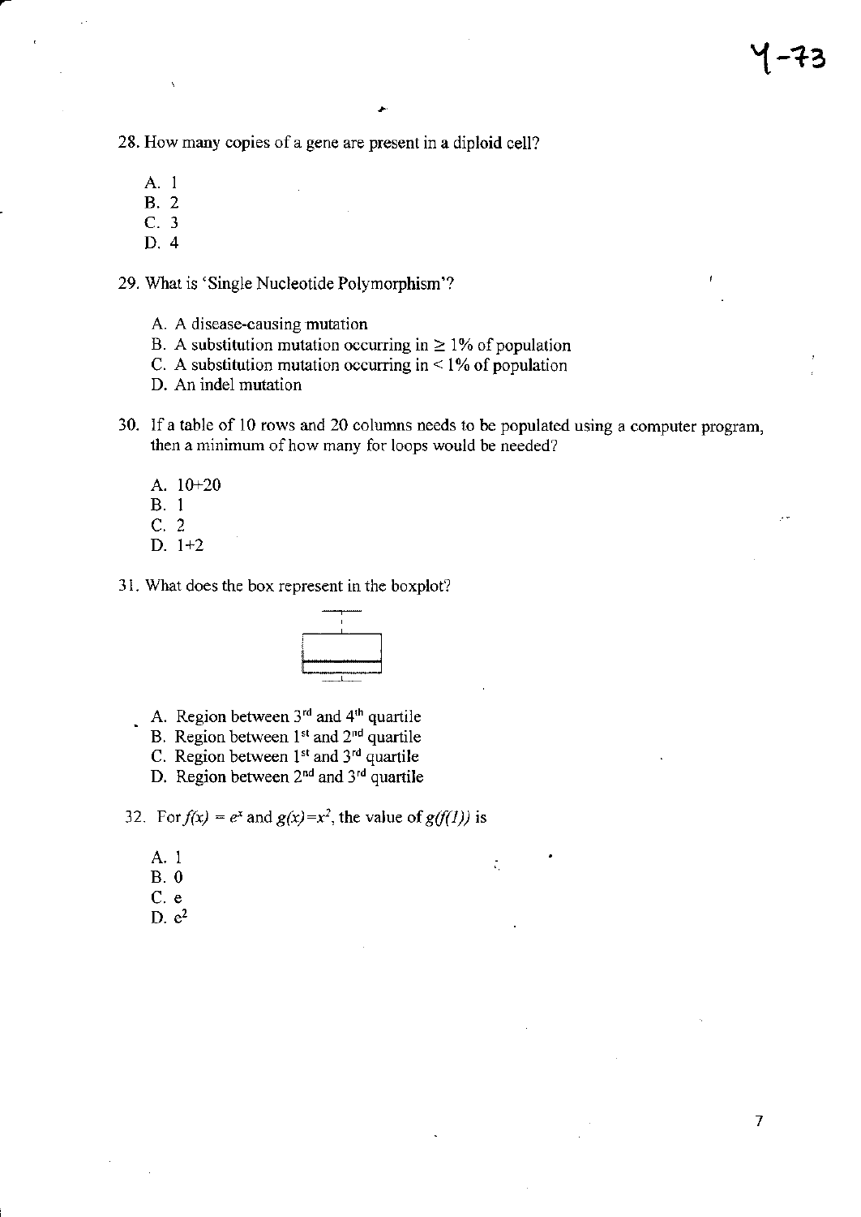28. How many copies of a gene are present in a diploid cell?

    A. 1
    B. 2
    C. 3
    D. 4

29. What is 'Single Nucleotide Polymorphism'?

    A. A disease-causing mutation
    B. A substitution mutation occurring in $\geq 1\%$ of population
    C. A substitution mutation occurring in $< 1\%$ of population
    D. An indel mutation

30. If a table of 10 rows and 20 columns needs to be populated using a computer program, then a minimum of how many for loops would be needed?

    A. 10+20
    B. 1
    C. 2
    D. 1+2

31. What does the box represent in the boxplot?

    A. Region between 3[rd] and 4[th] quartile
    B. Region between 1[st] and 2[nd] quartile
    C. Region between 1[st] and 3[rd] quartile
    D. Region between 2[nd] and 3[rd] quartile

32. For $f(x) = e^x$ and $g(x)=x^2$, the value of $g(f(1))$ is

    A. 1
    B. 0
    C. e
    D. $e^2$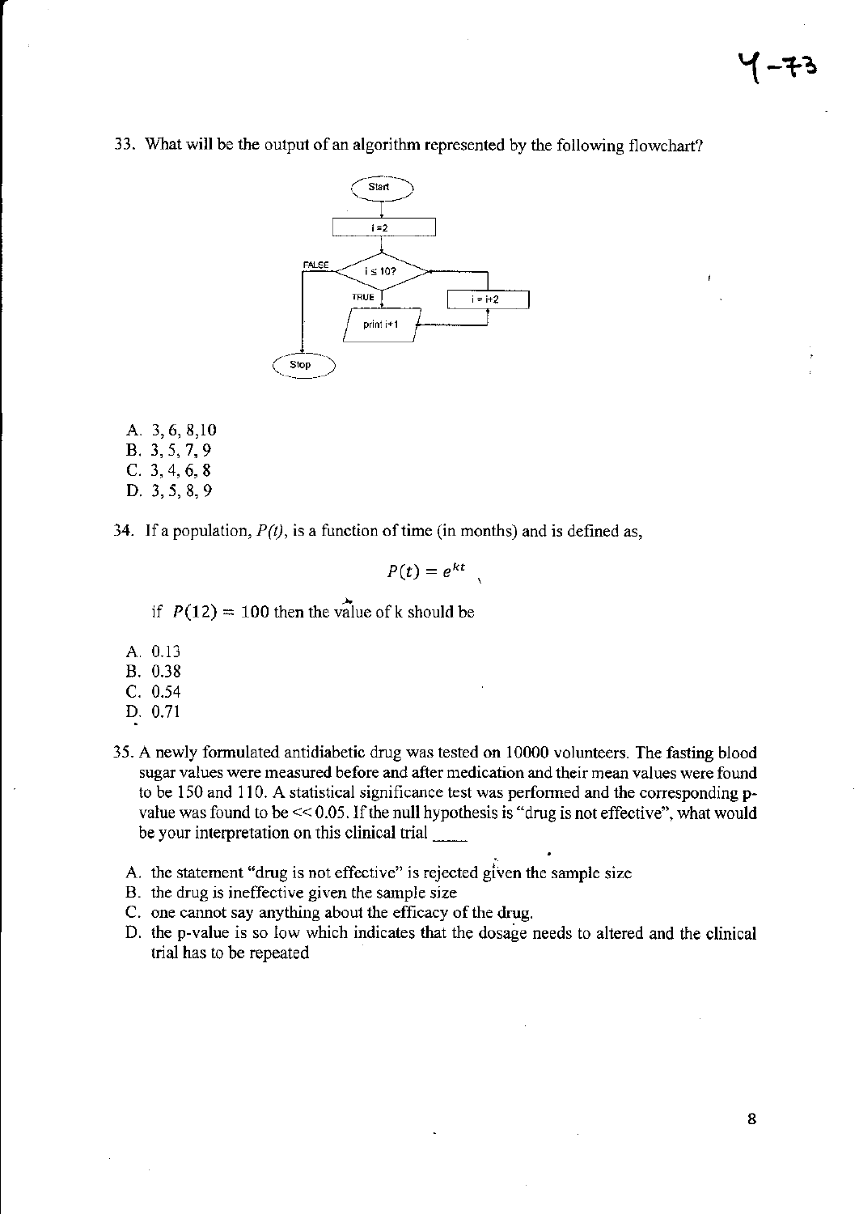33. What will be the output of an algorithm represented by the following flowchart?

A. 3, 6, 8,10
B. 3, 5, 7, 9
C. 3, 4, 6, 8
D. 3, 5, 8, 9

34. If a population, $P(t)$, is a function of time (in months) and is defined as,

$$P(t) = e^{kt}$$

if $P(12) = 100$ then the value of k should be

A. 0.13
B. 0.38
C. 0.54
D. 0.71

35. A newly formulated antidiabetic drug was tested on 10000 volunteers. The fasting blood sugar values were measured before and after medication and their mean values were found to be 150 and 110. A statistical significance test was performed and the corresponding p-value was found to be $<< 0.05$. If the null hypothesis is "drug is not effective", what would be your interpretation on this clinical trial ____

A. the statement "drug is not effective" is rejected given the sample size
B. the drug is ineffective given the sample size
C. one cannot say anything about the efficacy of the drug.
D. the p-value is so low which indicates that the dosage needs to altered and the clinical trial has to be repeated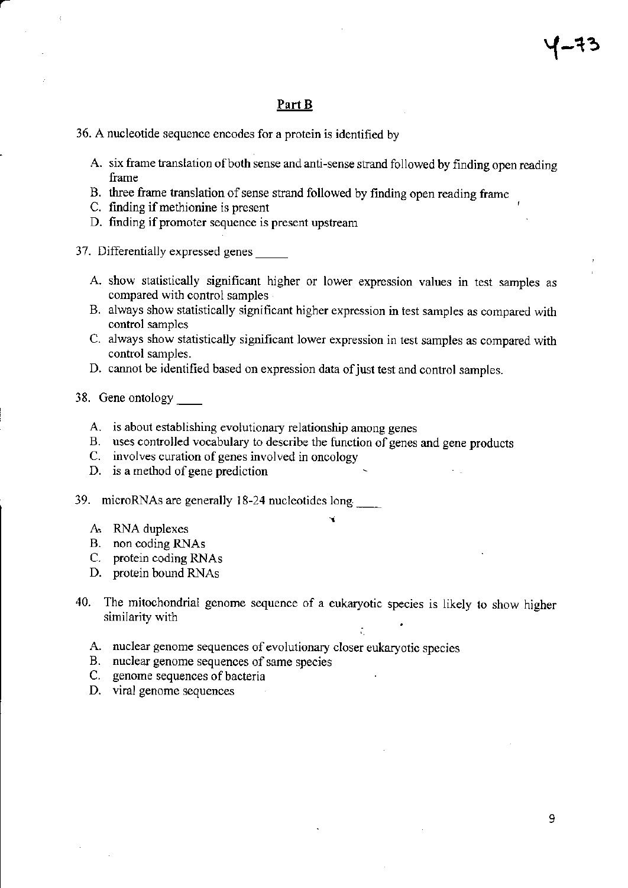## Part B

36. A nucleotide sequence encodes for a protein is identified by

   A. six frame translation of both sense and anti-sense strand followed by finding open reading frame
   B. three frame translation of sense strand followed by finding open reading frame
   C. finding if methionine is present
   D. finding if promoter sequence is present upstream

37. Differentially expressed genes _____

   A. show statistically significant higher or lower expression values in test samples as compared with control samples
   B. always show statistically significant higher expression in test samples as compared with control samples
   C. always show statistically significant lower expression in test samples as compared with control samples.
   D. cannot be identified based on expression data of just test and control samples.

38. Gene ontology ____

   A. is about establishing evolutionary relationship among genes
   B. uses controlled vocabulary to describe the function of genes and gene products
   C. involves curation of genes involved in oncology
   D. is a method of gene prediction

39. microRNAs are generally 18-24 nucleotides long ____

   A. RNA duplexes
   B. non coding RNAs
   C. protein coding RNAs
   D. protein bound RNAs

40. The mitochondrial genome sequence of a eukaryotic species is likely to show higher similarity with

   A. nuclear genome sequences of evolutionary closer eukaryotic species
   B. nuclear genome sequences of same species
   C. genome sequences of bacteria
   D. viral genome sequences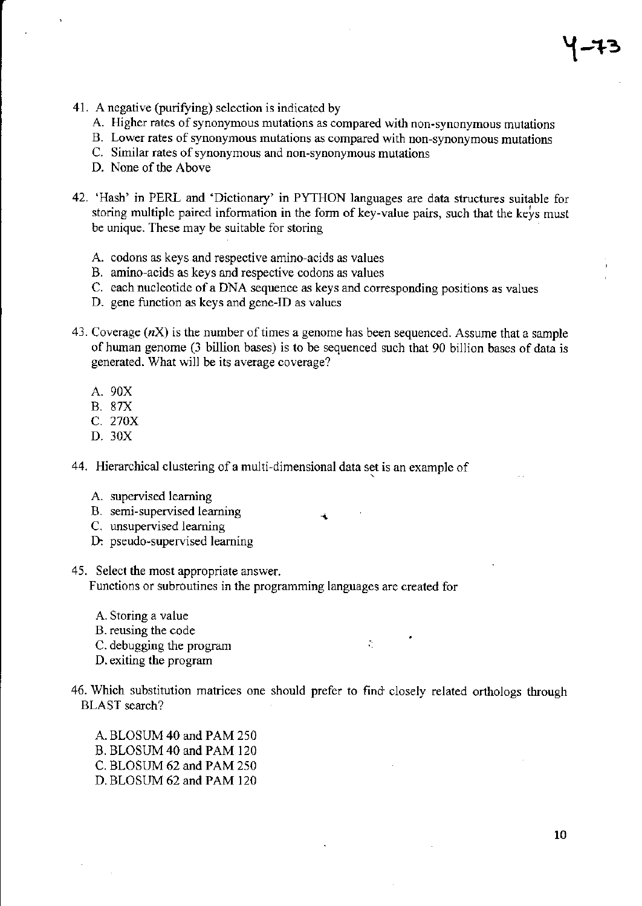41. A negative (purifying) selection is indicated by
    A. Higher rates of synonymous mutations as compared with non-synonymous mutations
    B. Lower rates of synonymous mutations as compared with non-synonymous mutations
    C. Similar rates of synonymous and non-synonymous mutations
    D. None of the Above

42. 'Hash' in PERL and 'Dictionary' in PYTHON languages are data structures suitable for storing multiple paired information in the form of key-value pairs, such that the keys must be unique. These may be suitable for storing

    A. codons as keys and respective amino-acids as values
    B. amino-acids as keys and respective codons as values
    C. each nucleotide of a DNA sequence as keys and corresponding positions as values
    D. gene function as keys and gene-ID as values

43. Coverage ($n$X) is the number of times a genome has been sequenced. Assume that a sample of human genome (3 billion bases) is to be sequenced such that 90 billion bases of data is generated. What will be its average coverage?

    A. 90X
    B. 87X
    C. 270X
    D. 30X

44. Hierarchical clustering of a multi-dimensional data set is an example of

    A. supervised learning
    B. semi-supervised learning
    C. unsupervised learning
    D. pseudo-supervised learning

45. Select the most appropriate answer.
    Functions or subroutines in the programming languages are created for

    A. Storing a value
    B. reusing the code
    C. debugging the program
    D. exiting the program

46. Which substitution matrices one should prefer to find closely related orthologs through BLAST search?

    A. BLOSUM 40 and PAM 250
    B. BLOSUM 40 and PAM 120
    C. BLOSUM 62 and PAM 250
    D. BLOSUM 62 and PAM 120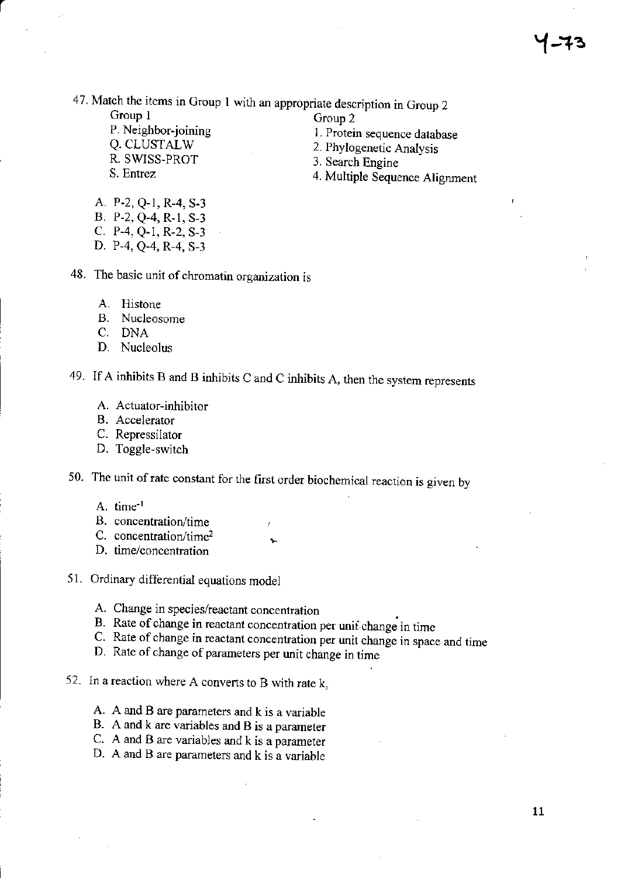47. Match the items in Group 1 with an appropriate description in Group 2

| Group 1 | Group 2 |
|---|---|
| P. Neighbor-joining | 1. Protein sequence database |
| Q. CLUSTALW | 2. Phylogenetic Analysis |
| R. SWISS-PROT | 3. Search Engine |
| S. Entrez | 4. Multiple Sequence Alignment |

A. P-2, Q-1, R-4, S-3
B. P-2, Q-4, R-1, S-3
C. P-4, Q-1, R-2, S-3
D. P-4, Q-4, R-4, S-3

48. The basic unit of chromatin organization is

A. Histone
B. Nucleosome
C. DNA
D. Nucleolus

49. If A inhibits B and B inhibits C and C inhibits A, then the system represents

A. Actuator-inhibitor
B. Accelerator
C. Repressilator
D. Toggle-switch

50. The unit of rate constant for the first order biochemical reaction is given by

A. $time^{-1}$
B. concentration/time
C. concentration/$time^2$
D. time/concentration

51. Ordinary differential equations model

A. Change in species/reactant concentration
B. Rate of change in reactant concentration per unit change in time
C. Rate of change in reactant concentration per unit change in space and time
D. Rate of change of parameters per unit change in time

52. In a reaction where A converts to B with rate k,

A. A and B are parameters and k is a variable
B. A and k are variables and B is a parameter
C. A and B are variables and k is a parameter
D. A and B are parameters and k is a variable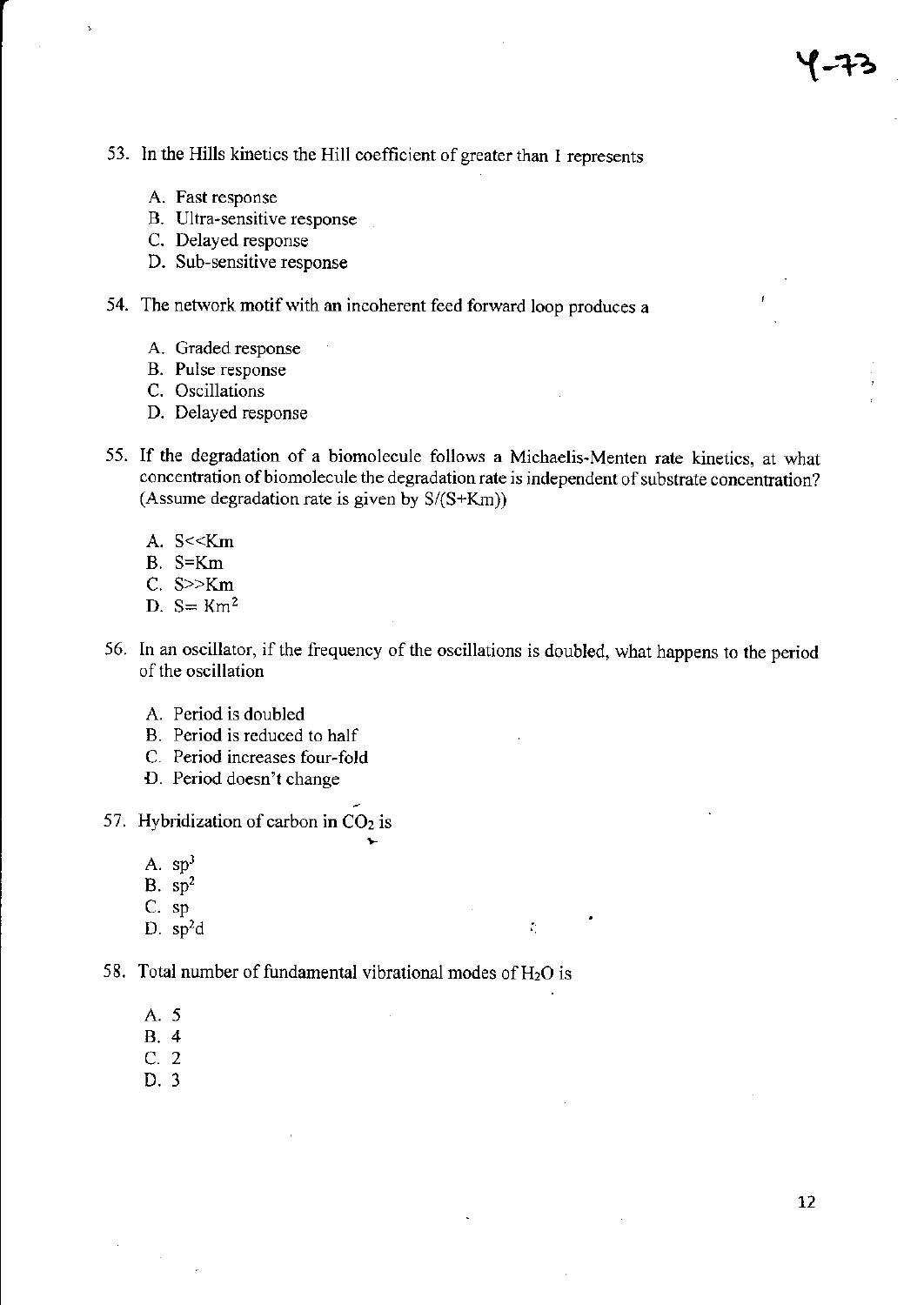53. In the Hills kinetics the Hill coefficient of greater than 1 represents

 A. Fast response
 B. Ultra-sensitive response
 C. Delayed response
 D. Sub-sensitive response

54. The network motif with an incoherent feed forward loop produces a

 A. Graded response
 B. Pulse response
 C. Oscillations
 D. Delayed response

55. If the degradation of a biomolecule follows a Michaelis-Menten rate kinetics, at what concentration of biomolecule the degradation rate is independent of substrate concentration? (Assume degradation rate is given by $S/(S+Km)$)

 A. $S<<Km$
 B. $S=Km$
 C. $S>>Km$
 D. $S= Km^2$

56. In an oscillator, if the frequency of the oscillations is doubled, what happens to the period of the oscillation

 A. Period is doubled
 B. Period is reduced to half
 C. Period increases four-fold
 D. Period doesn't change

57. Hybridization of carbon in $CO_2$ is

 A. $sp^3$
 B. $sp^2$
 C. sp
 D. $sp^2d$

58. Total number of fundamental vibrational modes of $H_2O$ is

 A. 5
 B. 4
 C. 2
 D. 3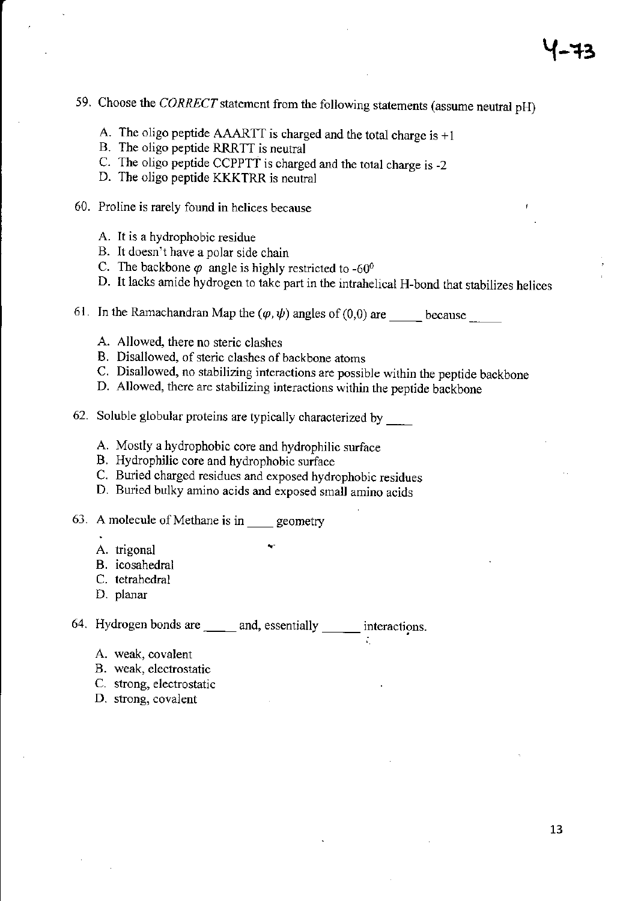59. Choose the *CORRECT* statement from the following statements (assume neutral pH)

    A. The oligo peptide AAARTT is charged and the total charge is +1
    B. The oligo peptide RRRTT is neutral
    C. The oligo peptide CCPPTT is charged and the total charge is -2
    D. The oligo peptide KKKTRR is neutral

60. Proline is rarely found in helices because

    A. It is a hydrophobic residue
    B. It doesn't have a polar side chain
    C. The backbone $\varphi$ angle is highly restricted to $-60^0$
    D. It lacks amide hydrogen to take part in the intrahelical H-bond that stabilizes helices

61. In the Ramachandran Map the $(\varphi, \psi)$ angles of (0,0) are _____ because _____

    A. Allowed, there no steric clashes
    B. Disallowed, of steric clashes of backbone atoms
    C. Disallowed, no stabilizing interactions are possible within the peptide backbone
    D. Allowed, there are stabilizing interactions within the peptide backbone

62. Soluble globular proteins are typically characterized by ____

    A. Mostly a hydrophobic core and hydrophilic surface
    B. Hydrophilic core and hydrophobic surface
    C. Buried charged residues and exposed hydrophobic residues
    D. Buried bulky amino acids and exposed small amino acids

63. A molecule of Methane is in ____ geometry

    A. trigonal
    B. icosahedral
    C. tetrahedral
    D. planar

64. Hydrogen bonds are _____ and, essentially ______ interactions.

    A. weak, covalent
    B. weak, electrostatic
    C. strong, electrostatic
    D. strong, covalent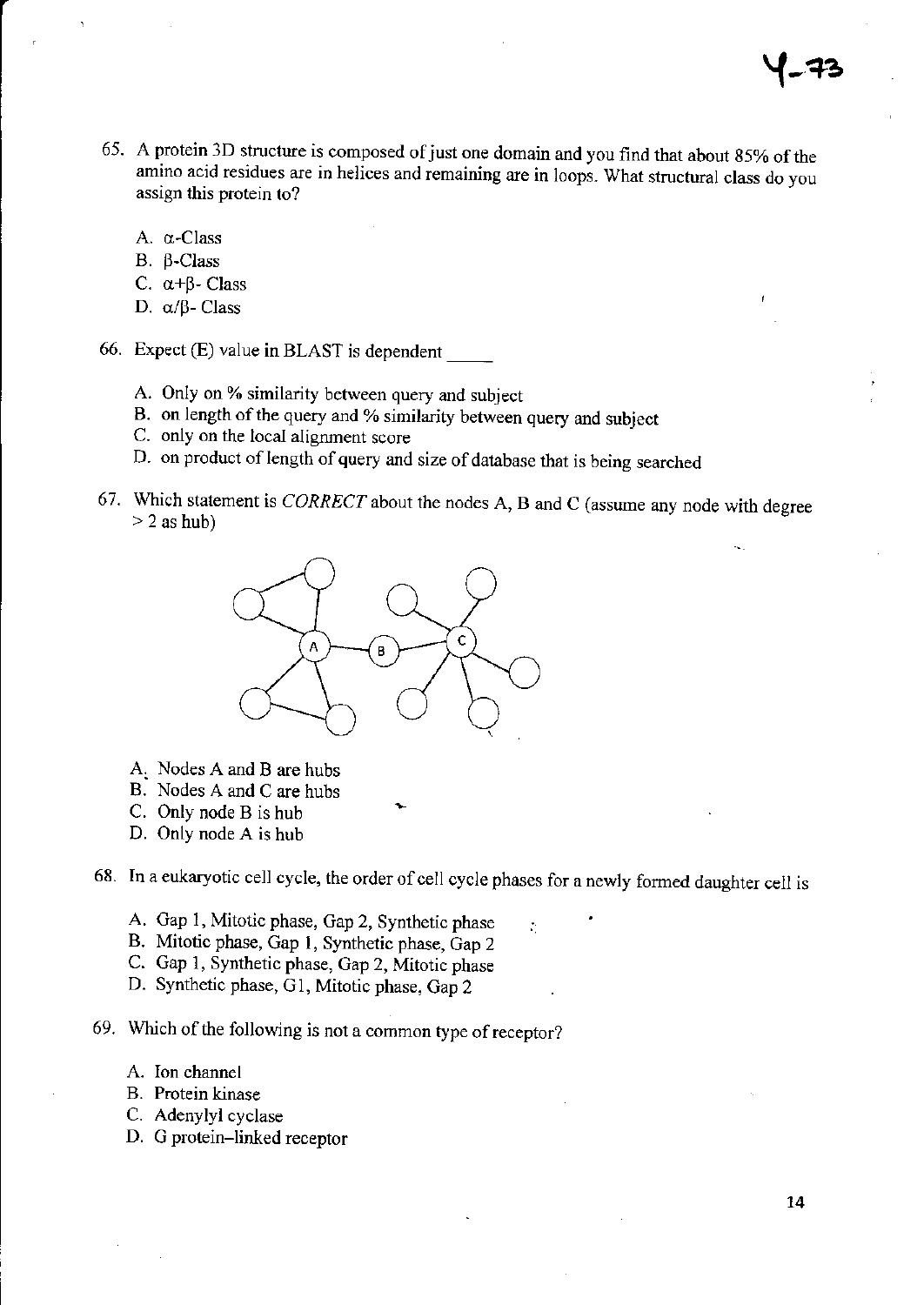65. A protein 3D structure is composed of just one domain and you find that about 85% of the amino acid residues are in helices and remaining are in loops. What structural class do you assign this protein to?

   A. α-Class
   B. β-Class
   C. α+β- Class
   D. α/β- Class

66. Expect (E) value in BLAST is dependent _____

   A. Only on % similarity between query and subject
   B. on length of the query and % similarity between query and subject
   C. only on the local alignment score
   D. on product of length of query and size of database that is being searched

67. Which statement is *CORRECT* about the nodes A, B and C (assume any node with degree > 2 as hub)

   A. Nodes A and B are hubs
   B. Nodes A and C are hubs
   C. Only node B is hub
   D. Only node A is hub

68. In a eukaryotic cell cycle, the order of cell cycle phases for a newly formed daughter cell is

   A. Gap 1, Mitotic phase, Gap 2, Synthetic phase
   B. Mitotic phase, Gap 1, Synthetic phase, Gap 2
   C. Gap 1, Synthetic phase, Gap 2, Mitotic phase
   D. Synthetic phase, G1, Mitotic phase, Gap 2

69. Which of the following is not a common type of receptor?

   A. Ion channel
   B. Protein kinase
   C. Adenylyl cyclase
   D. G protein–linked receptor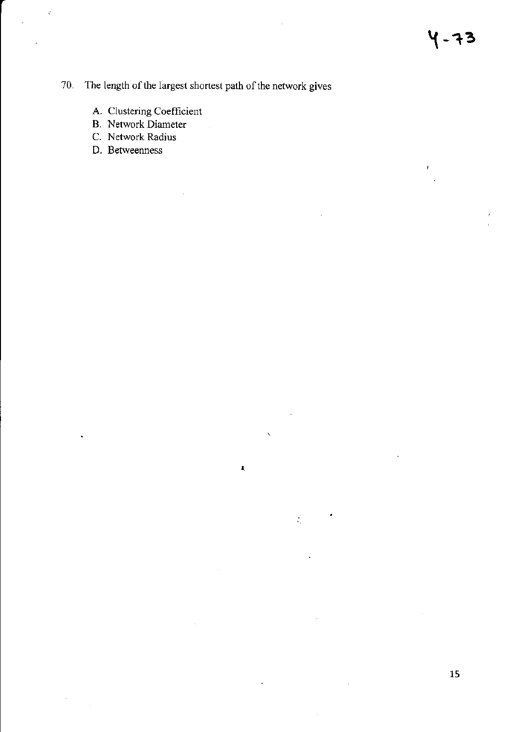70. The length of the largest shortest path of the network gives

   A. Clustering Coefficient
   B. Network Diameter
   C. Network Radius
   D. Betweenness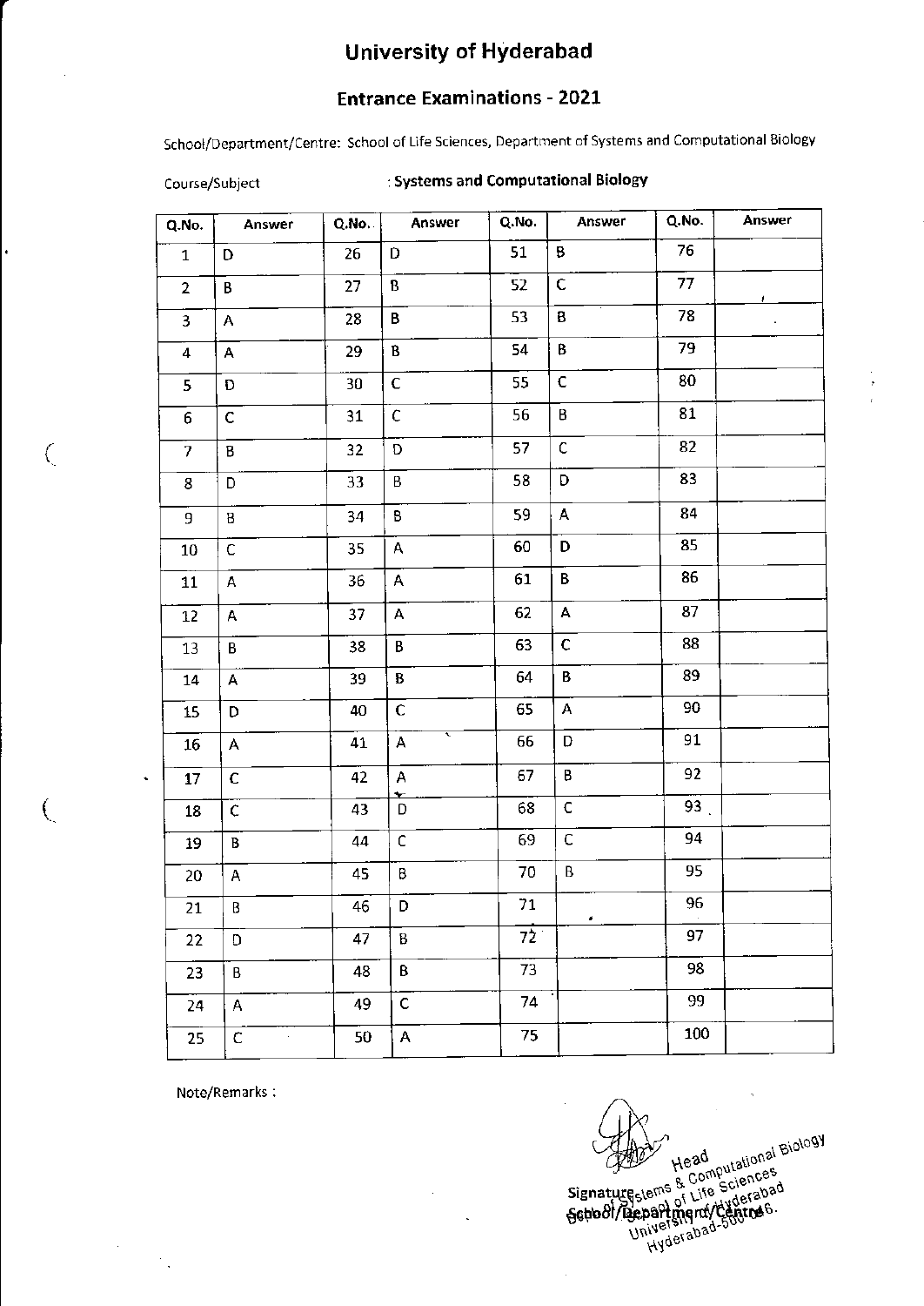# University of Hyderabad

## Entrance Examinations - 2021

School/Department/Centre: School of Life Sciences, Department of Systems and Computational Biology

Course/Subject : **Systems and Computational Biology**

| Q.No. | Answer | Q.No. | Answer | Q.No. | Answer | Q.No. | Answer |
|---|---|---|---|---|---|---|---|
| 1 | D | 26 | D | 51 | B | 76 | |
| 2 | B | 27 | B | 52 | C | 77 | |
| 3 | A | 28 | B | 53 | B | 78 | |
| 4 | A | 29 | B | 54 | B | 79 | |
| 5 | D | 30 | C | 55 | C | 80 | |
| 6 | C | 31 | C | 56 | B | 81 | |
| 7 | B | 32 | D | 57 | C | 82 | |
| 8 | D | 33 | B | 58 | D | 83 | |
| 9 | B | 34 | B | 59 | A | 84 | |
| 10 | C | 35 | A | 60 | D | 85 | |
| 11 | A | 36 | A | 61 | B | 86 | |
| 12 | A | 37 | A | 62 | A | 87 | |
| 13 | B | 38 | B | 63 | C | 88 | |
| 14 | A | 39 | B | 64 | B | 89 | |
| 15 | D | 40 | C | 65 | A | 90 | |
| 16 | A | 41 | A | 66 | D | 91 | |
| 17 | C | 42 | A | 67 | B | 92 | |
| 18 | C | 43 | D | 68 | C | 93 | |
| 19 | B | 44 | C | 69 | C | 94 | |
| 20 | A | 45 | B | 70 | B | 95 | |
| 21 | B | 46 | D | 71 | | 96 | |
| 22 | D | 47 | B | 72 | | 97 | |
| 23 | B | 48 | B | 73 | | 98 | |
| 24 | A | 49 | C | 74 | | 99 | |
| 25 | C | 50 | A | 75 | | 100 | |

Note/Remarks :

Signature
School/Department/Centre

Head
Systems & Computational Biology
School of Life Sciences
University of Hyderabad
Hyderabad-500 046.